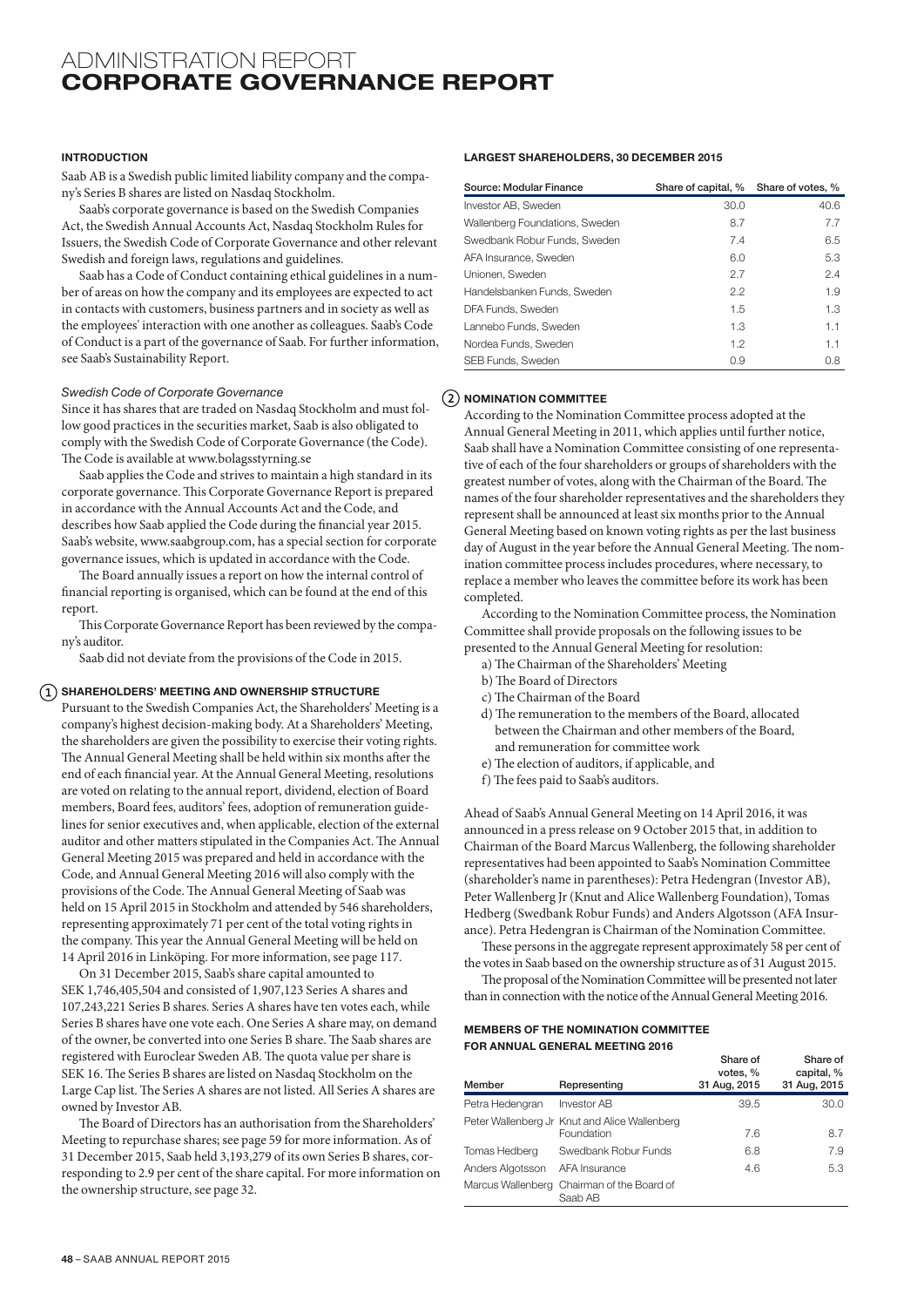# ADMINISTRATION REPORT
# CORPORATE GOVERNANCE REPORT

## INTRODUCTION

Saab AB is a Swedish public limited liability company and the company's Series B shares are listed on Nasdaq Stockholm.

Saab's corporate governance is based on the Swedish Companies Act, the Swedish Annual Accounts Act, Nasdaq Stockholm Rules for Issuers, the Swedish Code of Corporate Governance and other relevant Swedish and foreign laws, regulations and guidelines.

Saab has a Code of Conduct containing ethical guidelines in a number of areas on how the company and its employees are expected to act in contacts with customers, business partners and in society as well as the employees' interaction with one another as colleagues. Saab's Code of Conduct is a part of the governance of Saab. For further information, see Saab's Sustainability Report.

*Swedish Code of Corporate Governance*

Since it has shares that are traded on Nasdaq Stockholm and must follow good practices in the securities market, Saab is also obligated to comply with the Swedish Code of Corporate Governance (the Code). The Code is available at www.bolagsstyrning.se

Saab applies the Code and strives to maintain a high standard in its corporate governance. This Corporate Governance Report is prepared in accordance with the Annual Accounts Act and the Code, and describes how Saab applied the Code during the financial year 2015. Saab's website, www.saabgroup.com, has a special section for corporate governance issues, which is updated in accordance with the Code.

The Board annually issues a report on how the internal control of financial reporting is organised, which can be found at the end of this report.

This Corporate Governance Report has been reviewed by the company's auditor.

Saab did not deviate from the provisions of the Code in 2015.

## 1 SHAREHOLDERS' MEETING AND OWNERSHIP STRUCTURE

Pursuant to the Swedish Companies Act, the Shareholders' Meeting is a company's highest decision-making body. At a Shareholders' Meeting, the shareholders are given the possibility to exercise their voting rights. The Annual General Meeting shall be held within six months after the end of each financial year. At the Annual General Meeting, resolutions are voted on relating to the annual report, dividend, election of Board members, Board fees, auditors' fees, adoption of remuneration guidelines for senior executives and, when applicable, election of the external auditor and other matters stipulated in the Companies Act. The Annual General Meeting 2015 was prepared and held in accordance with the Code, and Annual General Meeting 2016 will also comply with the provisions of the Code. The Annual General Meeting of Saab was held on 15 April 2015 in Stockholm and attended by 546 shareholders, representing approximately 71 per cent of the total voting rights in the company. This year the Annual General Meeting will be held on 14 April 2016 in Linköping. For more information, see page 117.

On 31 December 2015, Saab's share capital amounted to SEK 1,746,405,504 and consisted of 1,907,123 Series A shares and 107,243,221 Series B shares. Series A shares have ten votes each, while Series B shares have one vote each. One Series A share may, on demand of the owner, be converted into one Series B share. The Saab shares are registered with Euroclear Sweden AB. The quota value per share is SEK 16. The Series B shares are listed on Nasdaq Stockholm on the Large Cap list. The Series A shares are not listed. All Series A shares are owned by Investor AB.

The Board of Directors has an authorisation from the Shareholders' Meeting to repurchase shares; see page 59 for more information. As of 31 December 2015, Saab held 3,193,279 of its own Series B shares, corresponding to 2.9 per cent of the share capital. For more information on the ownership structure, see page 32.

## LARGEST SHAREHOLDERS, 30 DECEMBER 2015

| Source: Modular Finance | Share of capital, % | Share of votes, % |
|---|---|---|
| Investor AB, Sweden | 30.0 | 40.6 |
| Wallenberg Foundations, Sweden | 8.7 | 7.7 |
| Swedbank Robur Funds, Sweden | 7.4 | 6.5 |
| AFA Insurance, Sweden | 6.0 | 5.3 |
| Unionen, Sweden | 2.7 | 2.4 |
| Handelsbanken Funds, Sweden | 2.2 | 1.9 |
| DFA Funds, Sweden | 1.5 | 1.3 |
| Lannebo Funds, Sweden | 1.3 | 1.1 |
| Nordea Funds, Sweden | 1.2 | 1.1 |
| SEB Funds, Sweden | 0.9 | 0.8 |

## 2 NOMINATION COMMITTEE

According to the Nomination Committee process adopted at the Annual General Meeting in 2011, which applies until further notice, Saab shall have a Nomination Committee consisting of one representative of each of the four shareholders or groups of shareholders with the greatest number of votes, along with the Chairman of the Board. The names of the four shareholder representatives and the shareholders they represent shall be announced at least six months prior to the Annual General Meeting based on known voting rights as per the last business day of August in the year before the Annual General Meeting. The nomination committee process includes procedures, where necessary, to replace a member who leaves the committee before its work has been completed.

According to the Nomination Committee process, the Nomination Committee shall provide proposals on the following issues to be presented to the Annual General Meeting for resolution:

a) The Chairman of the Shareholders' Meeting
b) The Board of Directors
c) The Chairman of the Board
d) The remuneration to the members of the Board, allocated between the Chairman and other members of the Board, and remuneration for committee work
e) The election of auditors, if applicable, and
f) The fees paid to Saab's auditors.

Ahead of Saab's Annual General Meeting on 14 April 2016, it was announced in a press release on 9 October 2015 that, in addition to Chairman of the Board Marcus Wallenberg, the following shareholder representatives had been appointed to Saab's Nomination Committee (shareholder's name in parentheses): Petra Hedengran (Investor AB), Peter Wallenberg Jr (Knut and Alice Wallenberg Foundation), Tomas Hedberg (Swedbank Robur Funds) and Anders Algotsson (AFA Insurance). Petra Hedengran is Chairman of the Nomination Committee.

These persons in the aggregate represent approximately 58 per cent of the votes in Saab based on the ownership structure as of 31 August 2015.

The proposal of the Nomination Committee will be presented not later than in connection with the notice of the Annual General Meeting 2016.

## MEMBERS OF THE NOMINATION COMMITTEE FOR ANNUAL GENERAL MEETING 2016

| Member | Representing | Share of votes, % 31 Aug, 2015 | Share of capital, % 31 Aug, 2015 |
|---|---|---|---|
| Petra Hedengran | Investor AB | 39.5 | 30.0 |
| Peter Wallenberg Jr | Knut and Alice Wallenberg Foundation | 7.6 | 8.7 |
| Tomas Hedberg | Swedbank Robur Funds | 6.8 | 7.9 |
| Anders Algotsson | AFA Insurance | 4.6 | 5.3 |
| Marcus Wallenberg | Chairman of the Board of Saab AB | | |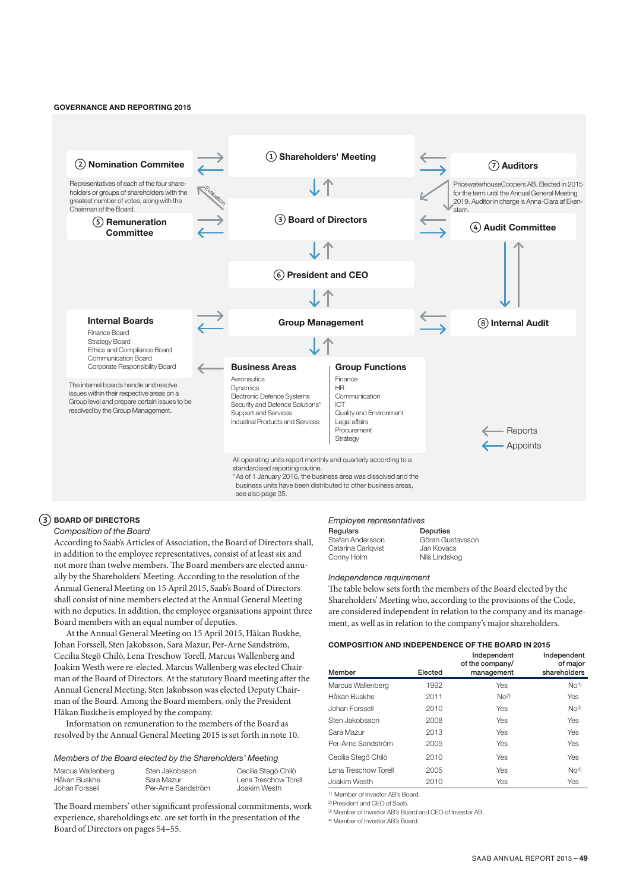## GOVERNANCE AND REPORTING 2015

① **Shareholders' Meeting**

② **Nomination Commitee**

Representatives of each of the four shareholders or groups of shareholders with the greatest number of votes, along with the Chairman of the Board.

Evaluation

③ **Board of Directors**

④ **Audit Committee**

⑤ **Remuneration Committee**

⑥ **President and CEO**

⑦ **Auditors**

PricewaterhouseCoopers AB. Elected in 2015 for the term until the Annual General Meeting 2019. Auditor in charge is Anna-Clara af Ekenstam.

⑧ **Internal Audit**

**Group Management**

**Internal Boards**

- Finance Board
- Strategy Board
- Ethics and Compliance Board
- Communication Board
- Corporate Responsibility Board

The internal boards handle and resolve issues within their respective areas on a Group level and prepare certain issues to be resolved by the Group Management.

**Business Areas**

- Aeronautics
- Dynamics
- Electronic Defence Systems
- Security and Defence Solutions*
- Support and Services
- Industrial Products and Services

**Group Functions**

- Finance
- HR
- Communication
- ICT
- Quality and Environment
- Legal affairs
- Procurement
- Strategy

← Reports
← Appoints

All operating units report monthly and quarterly according to a standardised reporting routine.
* As of 1 January 2016, the business area was dissolved and the business units have been distributed to other business areas, see also page 35.

## ③ BOARD OF DIRECTORS

*Composition of the Board*

According to Saab's Articles of Association, the Board of Directors shall, in addition to the employee representatives, consist of at least six and not more than twelve members. The Board members are elected annually by the Shareholders' Meeting. According to the resolution of the Annual General Meeting on 15 April 2015, Saab's Board of Directors shall consist of nine members elected at the Annual General Meeting with no deputies. In addition, the employee organisations appoint three Board members with an equal number of deputies.

At the Annual General Meeting on 15 April 2015, Håkan Buskhe, Johan Forssell, Sten Jakobsson, Sara Mazur, Per-Arne Sandström, Cecilia Stegö Chilò, Lena Treschow Torell, Marcus Wallenberg and Joakim Westh were re-elected. Marcus Wallenberg was elected Chairman of the Board of Directors. At the statutory Board meeting after the Annual General Meeting, Sten Jakobsson was elected Deputy Chairman of the Board. Among the Board members, only the President Håkan Buskhe is employed by the company.

Information on remuneration to the members of the Board as resolved by the Annual General Meeting 2015 is set forth in note 10.

*Members of the Board elected by the Shareholders' Meeting*

| | | |
|---|---|---|
| Marcus Wallenberg | Sten Jakobsson | Cecilia Stegö Chilò |
| Håkan Buskhe | Sara Mazur | Lena Treschow Torell |
| Johan Forssell | Per-Arne Sandström | Joakim Westh |

The Board members' other significant professional commitments, work experience, shareholdings etc. are set forth in the presentation of the Board of Directors on pages 54–55.

*Employee representatives*

| Regulars | Deputies |
|---|---|
| Stefan Andersson | Göran Gustavsson |
| Catarina Carlqvist | Jan Kovacs |
| Conny Holm | Nils Lindskog |

*Independence requirement*

The table below sets forth the members of the Board elected by the Shareholders' Meeting who, according to the provisions of the Code, are considered independent in relation to the company and its management, as well as in relation to the company's major shareholders.

**COMPOSITION AND INDEPENDENCE OF THE BOARD IN 2015**

| Member | Elected | Independent of the company/ management | Independent of major shareholders |
|---|---|---|---|
| Marcus Wallenberg | 1992 | Yes | No[1] |
| Håkan Buskhe | 2011 | No[2] | Yes |
| Johan Forssell | 2010 | Yes | No[3] |
| Sten Jakobsson | 2008 | Yes | Yes |
| Sara Mazur | 2013 | Yes | Yes |
| Per-Arne Sandström | 2005 | Yes | Yes |
| Cecilia Stegö Chilò | 2010 | Yes | Yes |
| Lena Treschow Torell | 2005 | Yes | No[4] |
| Joakim Westh | 2010 | Yes | Yes |

[1] Member of Investor AB's Board.
[2] President and CEO of Saab.
[3] Member of Investor AB's Board and CEO of Investor AB.
[4] Member of Investor AB's Board.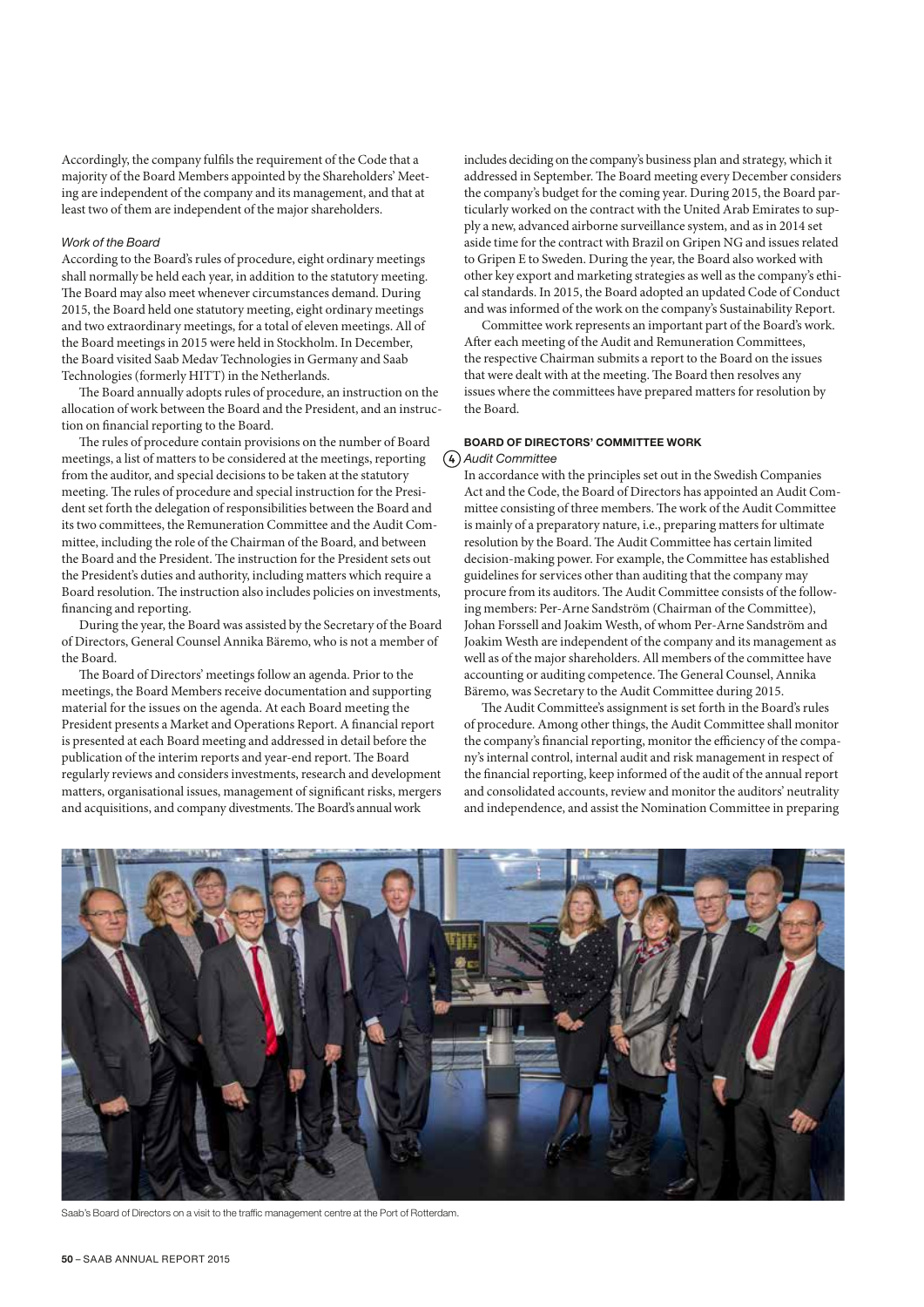Accordingly, the company fulfils the requirement of the Code that a majority of the Board Members appointed by the Shareholders' Meeting are independent of the company and its management, and that at least two of them are independent of the major shareholders.

*Work of the Board*

According to the Board's rules of procedure, eight ordinary meetings shall normally be held each year, in addition to the statutory meeting. The Board may also meet whenever circumstances demand. During 2015, the Board held one statutory meeting, eight ordinary meetings and two extraordinary meetings, for a total of eleven meetings. All of the Board meetings in 2015 were held in Stockholm. In December, the Board visited Saab Medav Technologies in Germany and Saab Technologies (formerly HITT) in the Netherlands.

The Board annually adopts rules of procedure, an instruction on the allocation of work between the Board and the President, and an instruction on financial reporting to the Board.

The rules of procedure contain provisions on the number of Board meetings, a list of matters to be considered at the meetings, reporting from the auditor, and special decisions to be taken at the statutory meeting. The rules of procedure and special instruction for the President set forth the delegation of responsibilities between the Board and its two committees, the Remuneration Committee and the Audit Committee, including the role of the Chairman of the Board, and between the Board and the President. The instruction for the President sets out the President's duties and authority, including matters which require a Board resolution. The instruction also includes policies on investments, financing and reporting.

During the year, the Board was assisted by the Secretary of the Board of Directors, General Counsel Annika Bäremo, who is not a member of the Board.

The Board of Directors' meetings follow an agenda. Prior to the meetings, the Board Members receive documentation and supporting material for the issues on the agenda. At each Board meeting the President presents a Market and Operations Report. A financial report is presented at each Board meeting and addressed in detail before the publication of the interim reports and year-end report. The Board regularly reviews and considers investments, research and development matters, organisational issues, management of significant risks, mergers and acquisitions, and company divestments. The Board's annual work includes deciding on the company's business plan and strategy, which it addressed in September. The Board meeting every December considers the company's budget for the coming year. During 2015, the Board particularly worked on the contract with the United Arab Emirates to supply a new, advanced airborne surveillance system, and as in 2014 set aside time for the contract with Brazil on Gripen NG and issues related to Gripen E to Sweden. During the year, the Board also worked with other key export and marketing strategies as well as the company's ethical standards. In 2015, the Board adopted an updated Code of Conduct and was informed of the work on the company's Sustainability Report.

Committee work represents an important part of the Board's work. After each meeting of the Audit and Remuneration Committees, the respective Chairman submits a report to the Board on the issues that were dealt with at the meeting. The Board then resolves any issues where the committees have prepared matters for resolution by the Board.

**BOARD OF DIRECTORS' COMMITTEE WORK**

(4) *Audit Committee*

In accordance with the principles set out in the Swedish Companies Act and the Code, the Board of Directors has appointed an Audit Committee consisting of three members. The work of the Audit Committee is mainly of a preparatory nature, i.e., preparing matters for ultimate resolution by the Board. The Audit Committee has certain limited decision-making power. For example, the Committee has established guidelines for services other than auditing that the company may procure from its auditors. The Audit Committee consists of the following members: Per-Arne Sandström (Chairman of the Committee), Johan Forssell and Joakim Westh, of whom Per-Arne Sandström and Joakim Westh are independent of the company and its management as well as of the major shareholders. All members of the committee have accounting or auditing competence. The General Counsel, Annika Bäremo, was Secretary to the Audit Committee during 2015.

The Audit Committee's assignment is set forth in the Board's rules of procedure. Among other things, the Audit Committee shall monitor the company's financial reporting, monitor the efficiency of the company's internal control, internal audit and risk management in respect of the financial reporting, keep informed of the audit of the annual report and consolidated accounts, review and monitor the auditors' neutrality and independence, and assist the Nomination Committee in preparing

Saab's Board of Directors on a visit to the traffic management centre at the Port of Rotterdam.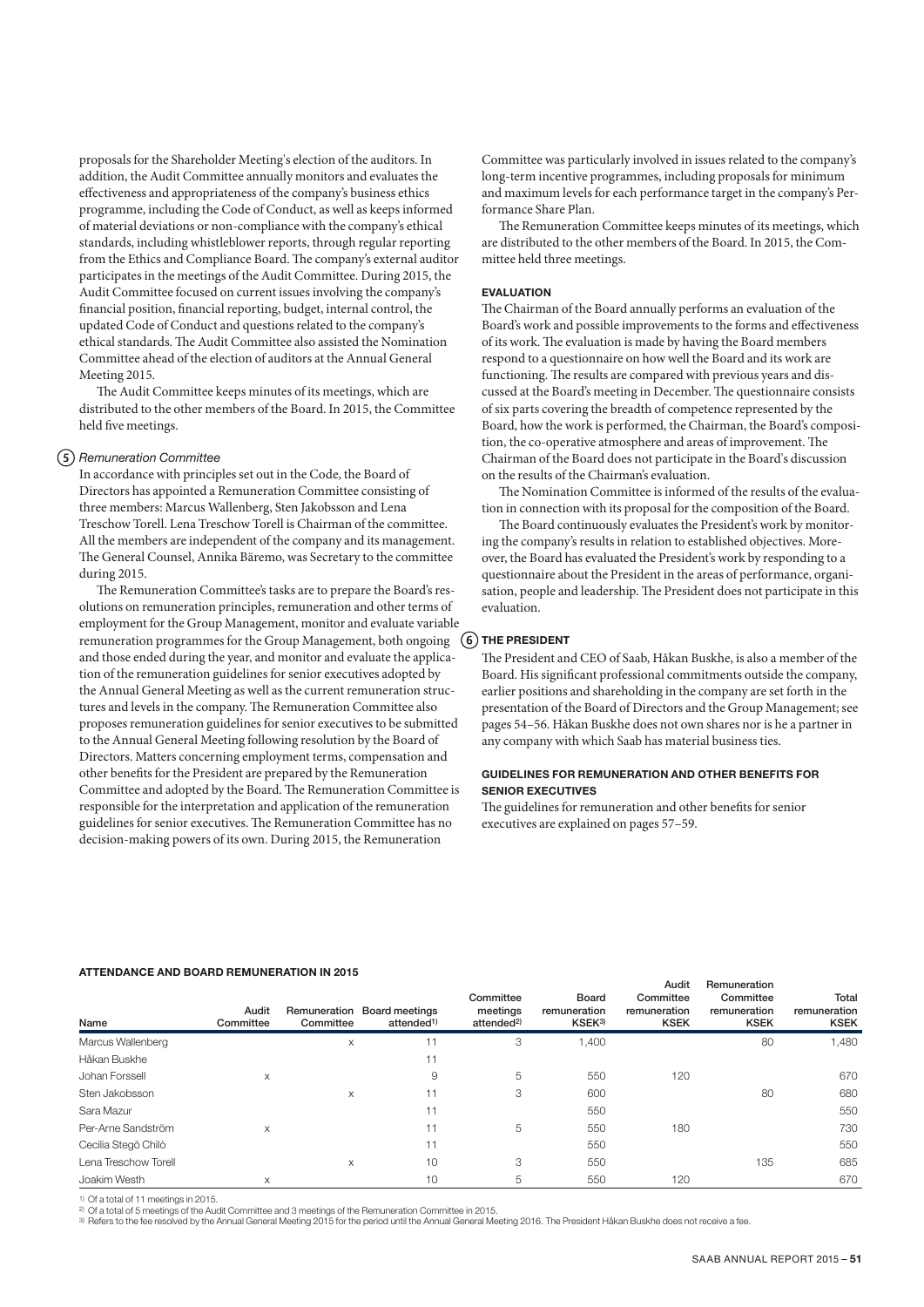proposals for the Shareholder Meeting's election of the auditors. In addition, the Audit Committee annually monitors and evaluates the effectiveness and appropriateness of the company's business ethics programme, including the Code of Conduct, as well as keeps informed of material deviations or non-compliance with the company's ethical standards, including whistleblower reports, through regular reporting from the Ethics and Compliance Board. The company's external auditor participates in the meetings of the Audit Committee. During 2015, the Audit Committee focused on current issues involving the company's financial position, financial reporting, budget, internal control, the updated Code of Conduct and questions related to the company's ethical standards. The Audit Committee also assisted the Nomination Committee ahead of the election of auditors at the Annual General Meeting 2015.

The Audit Committee keeps minutes of its meetings, which are distributed to the other members of the Board. In 2015, the Committee held five meetings.

### (5) *Remuneration Committee*

In accordance with principles set out in the Code, the Board of Directors has appointed a Remuneration Committee consisting of three members: Marcus Wallenberg, Sten Jakobsson and Lena Treschow Torell. Lena Treschow Torell is Chairman of the committee. All the members are independent of the company and its management. The General Counsel, Annika Bäremo, was Secretary to the committee during 2015.

The Remuneration Committee's tasks are to prepare the Board's resolutions on remuneration principles, remuneration and other terms of employment for the Group Management, monitor and evaluate variable remuneration programmes for the Group Management, both ongoing and those ended during the year, and monitor and evaluate the application of the remuneration guidelines for senior executives adopted by the Annual General Meeting as well as the current remuneration structures and levels in the company. The Remuneration Committee also proposes remuneration guidelines for senior executives to be submitted to the Annual General Meeting following resolution by the Board of Directors. Matters concerning employment terms, compensation and other benefits for the President are prepared by the Remuneration Committee and adopted by the Board. The Remuneration Committee is responsible for the interpretation and application of the remuneration guidelines for senior executives. The Remuneration Committee has no decision-making powers of its own. During 2015, the Remuneration Committee was particularly involved in issues related to the company's long-term incentive programmes, including proposals for minimum and maximum levels for each performance target in the company's Performance Share Plan.

The Remuneration Committee keeps minutes of its meetings, which are distributed to the other members of the Board. In 2015, the Committee held three meetings.

### EVALUATION

The Chairman of the Board annually performs an evaluation of the Board's work and possible improvements to the forms and effectiveness of its work. The evaluation is made by having the Board members respond to a questionnaire on how well the Board and its work are functioning. The results are compared with previous years and discussed at the Board's meeting in December. The questionnaire consists of six parts covering the breadth of competence represented by the Board, how the work is performed, the Chairman, the Board's composition, the co-operative atmosphere and areas of improvement. The Chairman of the Board does not participate in the Board's discussion on the results of the Chairman's evaluation.

The Nomination Committee is informed of the results of the evaluation in connection with its proposal for the composition of the Board.

The Board continuously evaluates the President's work by monitoring the company's results in relation to established objectives. Moreover, the Board has evaluated the President's work by responding to a questionnaire about the President in the areas of performance, organisation, people and leadership. The President does not participate in this evaluation.

### (6) THE PRESIDENT

The President and CEO of Saab, Håkan Buskhe, is also a member of the Board. His significant professional commitments outside the company, earlier positions and shareholding in the company are set forth in the presentation of the Board of Directors and the Group Management; see pages 54–56. Håkan Buskhe does not own shares nor is he a partner in any company with which Saab has material business ties.

### GUIDELINES FOR REMUNERATION AND OTHER BENEFITS FOR SENIOR EXECUTIVES

The guidelines for remuneration and other benefits for senior executives are explained on pages 57–59.

### ATTENDANCE AND BOARD REMUNERATION IN 2015

| Name | Audit Committee | Remuneration Committee | Board meetings attended[1] | Committee meetings attended[2] | Board remuneration KSEK[3] | Audit Committee remuneration KSEK | Remuneration Committee remuneration KSEK | Total remuneration KSEK |
|---|---|---|---|---|---|---|---|---|
| Marcus Wallenberg | | x | 11 | 3 | 1,400 | | 80 | 1,480 |
| Håkan Buskhe | | | 11 | | | | | |
| Johan Forssell | x | | 9 | 5 | 550 | 120 | | 670 |
| Sten Jakobsson | | x | 11 | 3 | 600 | | 80 | 680 |
| Sara Mazur | | | 11 | | 550 | | | 550 |
| Per-Arne Sandström | x | | 11 | 5 | 550 | 180 | | 730 |
| Cecilia Stegö Chilò | | | 11 | | 550 | | | 550 |
| Lena Treschow Torell | | x | 10 | 3 | 550 | | 135 | 685 |
| Joakim Westh | x | | 10 | 5 | 550 | 120 | | 670 |

1) Of a total of 11 meetings in 2015.
2) Of a total of 5 meetings of the Audit Committee and 3 meetings of the Remuneration Committee in 2015.
3) Refers to the fee resolved by the Annual General Meeting 2015 for the period until the Annual General Meeting 2016. The President Håkan Buskhe does not receive a fee.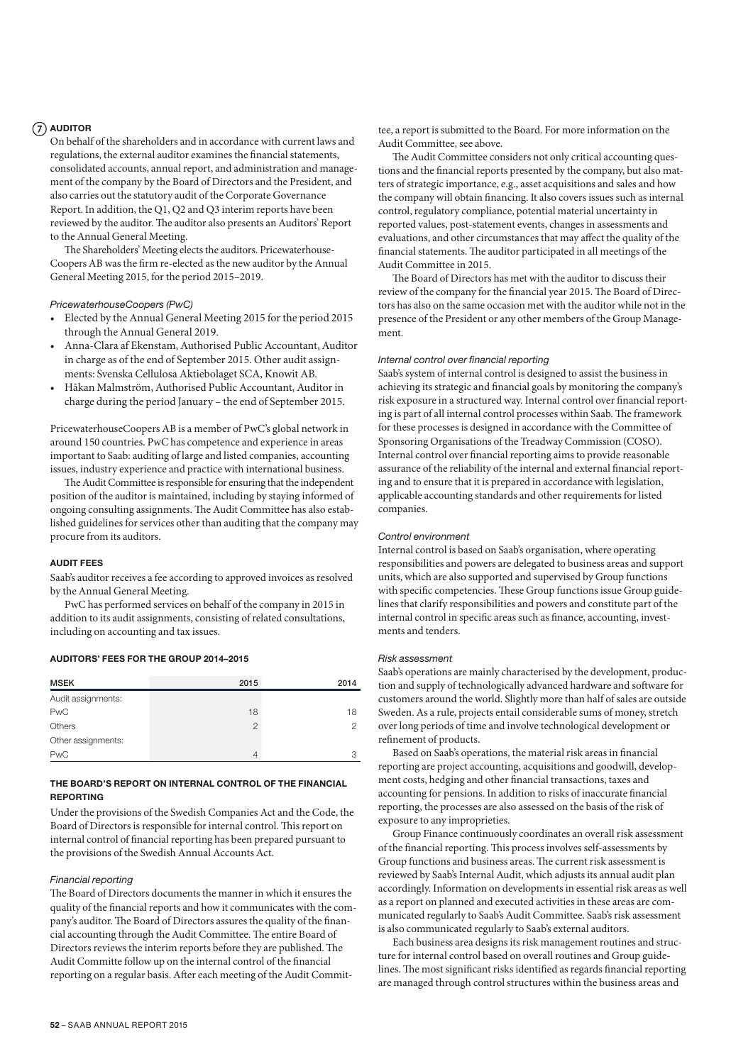## 7 AUDITOR

On behalf of the shareholders and in accordance with current laws and regulations, the external auditor examines the financial statements, consolidated accounts, annual report, and administration and management of the company by the Board of Directors and the President, and also carries out the statutory audit of the Corporate Governance Report. In addition, the Q1, Q2 and Q3 interim reports have been reviewed by the auditor. The auditor also presents an Auditors' Report to the Annual General Meeting.

The Shareholders' Meeting elects the auditors. PricewaterhouseCoopers AB was the firm re-elected as the new auditor by the Annual General Meeting 2015, for the period 2015–2019.

*PricewaterhouseCoopers (PwC)*

- Elected by the Annual General Meeting 2015 for the period 2015 through the Annual General 2019.
- Anna-Clara af Ekenstam, Authorised Public Accountant, Auditor in charge as of the end of September 2015. Other audit assignments: Svenska Cellulosa Aktiebolaget SCA, Knowit AB.
- Håkan Malmström, Authorised Public Accountant, Auditor in charge during the period January – the end of September 2015.

PricewaterhouseCoopers AB is a member of PwC's global network in around 150 countries. PwC has competence and experience in areas important to Saab: auditing of large and listed companies, accounting issues, industry experience and practice with international business.

The Audit Committee is responsible for ensuring that the independent position of the auditor is maintained, including by staying informed of ongoing consulting assignments. The Audit Committee has also established guidelines for services other than auditing that the company may procure from its auditors.

### AUDIT FEES

Saab's auditor receives a fee according to approved invoices as resolved by the Annual General Meeting.

PwC has performed services on behalf of the company in 2015 in addition to its audit assignments, consisting of related consultations, including on accounting and tax issues.

### AUDITORS' FEES FOR THE GROUP 2014–2015

| MSEK | 2015 | 2014 |
|---|---|---|
| Audit assignments: | | |
| PwC | 18 | 18 |
| Others | 2 | 2 |
| Other assignments: | | |
| PwC | 4 | 3 |

### THE BOARD'S REPORT ON INTERNAL CONTROL OF THE FINANCIAL REPORTING

Under the provisions of the Swedish Companies Act and the Code, the Board of Directors is responsible for internal control. This report on internal control of financial reporting has been prepared pursuant to the provisions of the Swedish Annual Accounts Act.

*Financial reporting*

The Board of Directors documents the manner in which it ensures the quality of the financial reports and how it communicates with the company's auditor. The Board of Directors assures the quality of the financial accounting through the Audit Committee. The entire Board of Directors reviews the interim reports before they are published. The Audit Committe follow up on the internal control of the financial reporting on a regular basis. After each meeting of the Audit Committee, a report is submitted to the Board. For more information on the Audit Committee, see above.

The Audit Committee considers not only critical accounting questions and the financial reports presented by the company, but also matters of strategic importance, e.g., asset acquisitions and sales and how the company will obtain financing. It also covers issues such as internal control, regulatory compliance, potential material uncertainty in reported values, post-statement events, changes in assessments and evaluations, and other circumstances that may affect the quality of the financial statements. The auditor participated in all meetings of the Audit Committee in 2015.

The Board of Directors has met with the auditor to discuss their review of the company for the financial year 2015. The Board of Directors has also on the same occasion met with the auditor while not in the presence of the President or any other members of the Group Management.

*Internal control over financial reporting*

Saab's system of internal control is designed to assist the business in achieving its strategic and financial goals by monitoring the company's risk exposure in a structured way. Internal control over financial reporting is part of all internal control processes within Saab. The framework for these processes is designed in accordance with the Committee of Sponsoring Organisations of the Treadway Commission (COSO). Internal control over financial reporting aims to provide reasonable assurance of the reliability of the internal and external financial reporting and to ensure that it is prepared in accordance with legislation, applicable accounting standards and other requirements for listed companies.

*Control environment*

Internal control is based on Saab's organisation, where operating responsibilities and powers are delegated to business areas and support units, which are also supported and supervised by Group functions with specific competencies. These Group functions issue Group guidelines that clarify responsibilities and powers and constitute part of the internal control in specific areas such as finance, accounting, investments and tenders.

*Risk assessment*

Saab's operations are mainly characterised by the development, production and supply of technologically advanced hardware and software for customers around the world. Slightly more than half of sales are outside Sweden. As a rule, projects entail considerable sums of money, stretch over long periods of time and involve technological development or refinement of products.

Based on Saab's operations, the material risk areas in financial reporting are project accounting, acquisitions and goodwill, development costs, hedging and other financial transactions, taxes and accounting for pensions. In addition to risks of inaccurate financial reporting, the processes are also assessed on the basis of the risk of exposure to any improprieties.

Group Finance continuously coordinates an overall risk assessment of the financial reporting. This process involves self-assessments by Group functions and business areas. The current risk assessment is reviewed by Saab's Internal Audit, which adjusts its annual audit plan accordingly. Information on developments in essential risk areas as well as a report on planned and executed activities in these areas are communicated regularly to Saab's Audit Committee. Saab's risk assessment is also communicated regularly to Saab's external auditors.

Each business area designs its risk management routines and structure for internal control based on overall routines and Group guidelines. The most significant risks identified as regards financial reporting are managed through control structures within the business areas and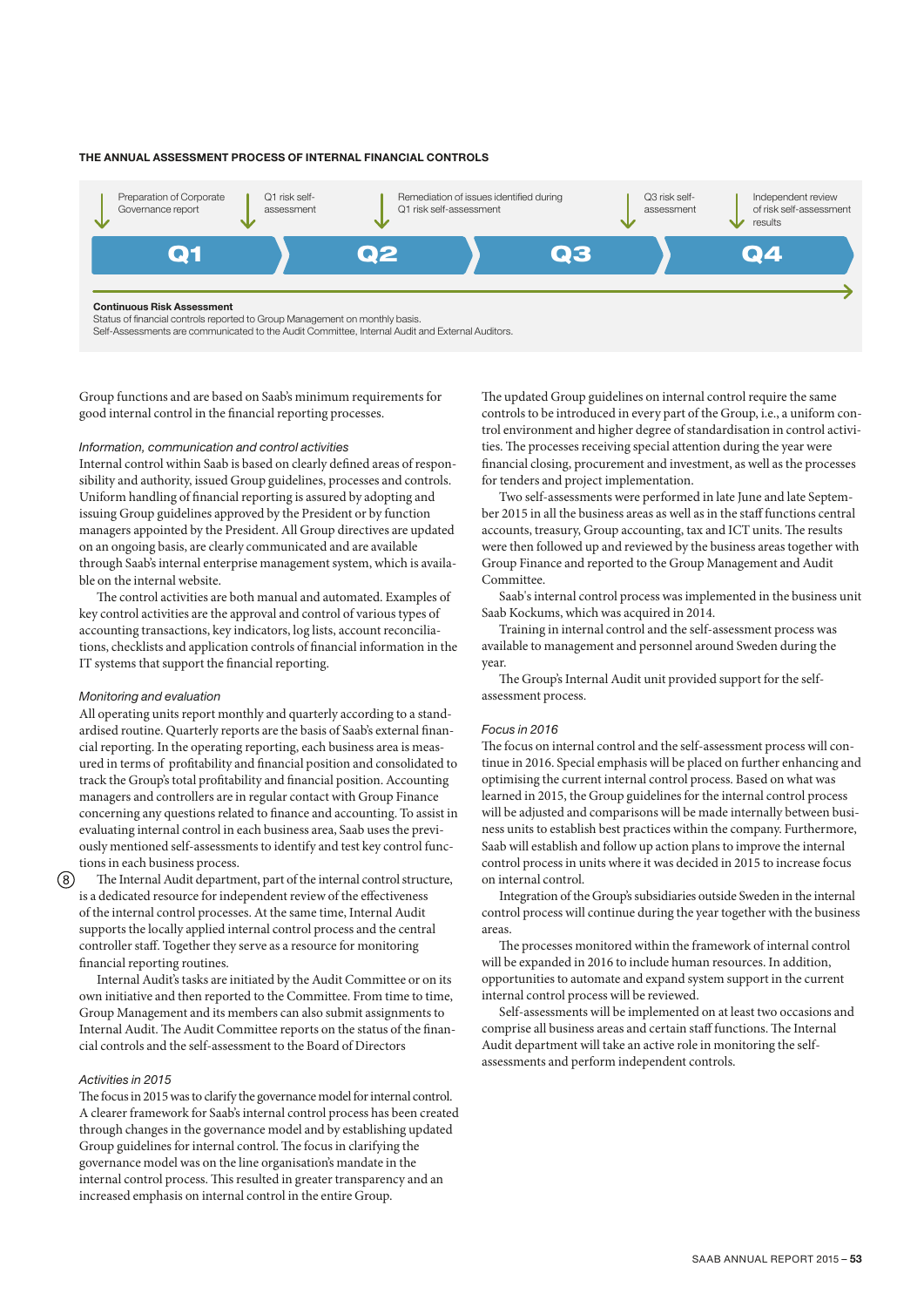### THE ANNUAL ASSESSMENT PROCESS OF INTERNAL FINANCIAL CONTROLS

| Q1 | | Q2 | Q3 | | Q4 |
|---|---|---|---|---|---|
| Preparation of Corporate Governance report | Q1 risk self-assessment | Remediation of issues identified during Q1 risk self-assessment | Q3 risk self-assessment | Independent review of risk self-assessment results | |

**Continuous Risk Assessment**
Status of financial controls reported to Group Management on monthly basis.
Self-Assessments are communicated to the Audit Committee, Internal Audit and External Auditors.

Group functions and are based on Saab's minimum requirements for good internal control in the financial reporting processes.

*Information, communication and control activities*

Internal control within Saab is based on clearly defined areas of responsibility and authority, issued Group guidelines, processes and controls. Uniform handling of financial reporting is assured by adopting and issuing Group guidelines approved by the President or by function managers appointed by the President. All Group directives are updated on an ongoing basis, are clearly communicated and are available through Saab's internal enterprise management system, which is available on the internal website.

The control activities are both manual and automated. Examples of key control activities are the approval and control of various types of accounting transactions, key indicators, log lists, account reconciliations, checklists and application controls of financial information in the IT systems that support the financial reporting.

*Monitoring and evaluation*

All operating units report monthly and quarterly according to a standardised routine. Quarterly reports are the basis of Saab's external financial reporting. In the operating reporting, each business area is measured in terms of profitability and financial position and consolidated to track the Group's total profitability and financial position. Accounting managers and controllers are in regular contact with Group Finance concerning any questions related to finance and accounting. To assist in evaluating internal control in each business area, Saab uses the previously mentioned self-assessments to identify and test key control functions in each business process.

(8) The Internal Audit department, part of the internal control structure, is a dedicated resource for independent review of the effectiveness of the internal control processes. At the same time, Internal Audit supports the locally applied internal control process and the central controller staff. Together they serve as a resource for monitoring financial reporting routines.

Internal Audit's tasks are initiated by the Audit Committee or on its own initiative and then reported to the Committee. From time to time, Group Management and its members can also submit assignments to Internal Audit. The Audit Committee reports on the status of the financial controls and the self-assessment to the Board of Directors

*Activities in 2015*

The focus in 2015 was to clarify the governance model for internal control. A clearer framework for Saab's internal control process has been created through changes in the governance model and by establishing updated Group guidelines for internal control. The focus in clarifying the governance model was on the line organisation's mandate in the internal control process. This resulted in greater transparency and an increased emphasis on internal control in the entire Group.

The updated Group guidelines on internal control require the same controls to be introduced in every part of the Group, i.e., a uniform control environment and higher degree of standardisation in control activities. The processes receiving special attention during the year were financial closing, procurement and investment, as well as the processes for tenders and project implementation.

Two self-assessments were performed in late June and late September 2015 in all the business areas as well as in the staff functions central accounts, treasury, Group accounting, tax and ICT units. The results were then followed up and reviewed by the business areas together with Group Finance and reported to the Group Management and Audit Committee.

Saab's internal control process was implemented in the business unit Saab Kockums, which was acquired in 2014.

Training in internal control and the self-assessment process was available to management and personnel around Sweden during the year.

The Group's Internal Audit unit provided support for the self-assessment process.

*Focus in 2016*

The focus on internal control and the self-assessment process will continue in 2016. Special emphasis will be placed on further enhancing and optimising the current internal control process. Based on what was learned in 2015, the Group guidelines for the internal control process will be adjusted and comparisons will be made internally between business units to establish best practices within the company. Furthermore, Saab will establish and follow up action plans to improve the internal control process in units where it was decided in 2015 to increase focus on internal control.

Integration of the Group's subsidiaries outside Sweden in the internal control process will continue during the year together with the business areas.

The processes monitored within the framework of internal control will be expanded in 2016 to include human resources. In addition, opportunities to automate and expand system support in the current internal control process will be reviewed.

Self-assessments will be implemented on at least two occasions and comprise all business areas and certain staff functions. The Internal Audit department will take an active role in monitoring the self-assessments and perform independent controls.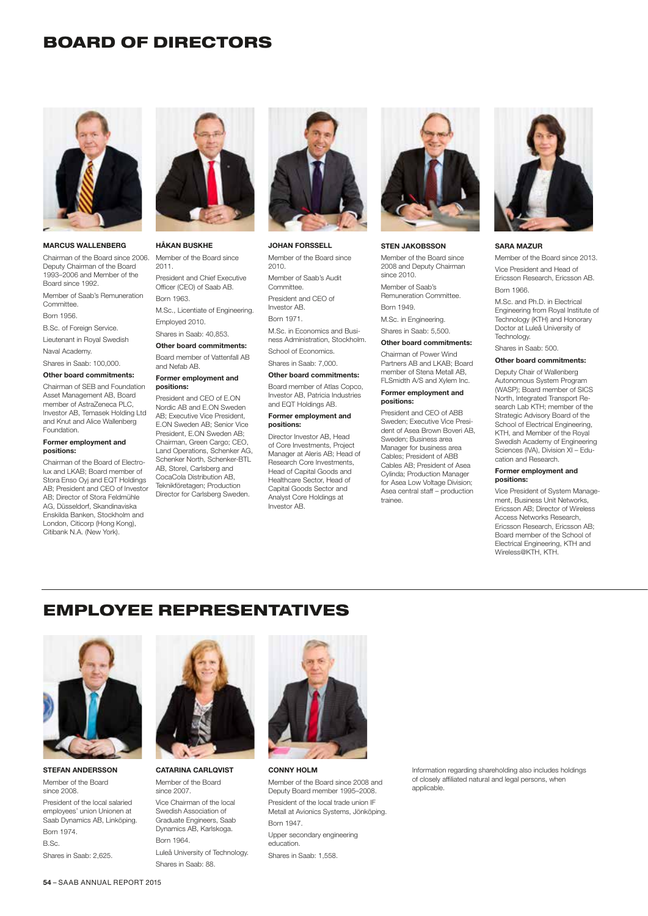# BOARD OF DIRECTORS

### MARCUS WALLENBERG

Chairman of the Board since 2006. Deputy Chairman of the Board 1993–2006 and Member of the Board since 1992.

Member of Saab's Remuneration Committee.

Born 1956.

B.Sc. of Foreign Service.

Lieutenant in Royal Swedish Naval Academy.

Shares in Saab: 100,000.

**Other board commitments:**

Chairman of SEB and Foundation Asset Management AB, Board member of AstraZeneca PLC, Investor AB, Temasek Holding Ltd and Knut and Alice Wallenberg Foundation.

**Former employment and positions:**

Chairman of the Board of Electrolux and LKAB; Board member of Stora Enso Oyj and EQT Holdings AB; President and CEO of Investor AB; Director of Stora Feldmühle AG, Düsseldorf, Skandinaviska Enskilda Banken, Stockholm and London, Citicorp (Hong Kong), Citibank N.A. (New York).

### HÅKAN BUSKHE

Member of the Board since 2011.

President and Chief Executive Officer (CEO) of Saab AB.

Born 1963.

M.Sc., Licentiate of Engineering.

Employed 2010.

Shares in Saab: 40,853.

**Other board commitments:**

Board member of Vattenfall AB and Nefab AB.

**Former employment and positions:**

President and CEO of E.ON Nordic AB and E.ON Sweden AB; Executive Vice President, E.ON Sweden AB; Senior Vice President, E.ON Sweden AB; Chairman, Green Cargo; CEO, Land Operations, Schenker AG, Schenker North, Schenker-BTL AB, Storel, Carlsberg and CocaCola Distribution AB, Teknikföretagen; Production Director for Carlsberg Sweden.

### JOHAN FORSSELL

Member of the Board since 2010.

Member of Saab's Audit Committee.

President and CEO of Investor AB.

Born 1971.

M.Sc. in Economics and Business Administration, Stockholm. School of Economics.

Shares in Saab: 7,000.

**Other board commitments:**

Board member of Atlas Copco, Investor AB, Patricia Industries and EQT Holdings AB.

**Former employment and positions:**

Director Investor AB, Head of Core Investments, Project Manager at Aleris AB; Head of Research Core Investments, Head of Capital Goods and Healthcare Sector, Head of Capital Goods Sector and Analyst Core Holdings at Investor AB.

### STEN JAKOBSSON

Member of the Board since 2008 and Deputy Chairman since 2010.

Member of Saab's Remuneration Committee.

Born 1949.

M.Sc. in Engineering.

Shares in Saab: 5,500.

**Other board commitments:**

Chairman of Power Wind Partners AB and LKAB; Board member of Stena Metall AB, FLSmidth A/S and Xylem Inc.

**Former employment and positions:**

President and CEO of ABB Sweden; Executive Vice President of Asea Brown Boveri AB, Sweden; Business area Manager for business area Cables; President of ABB Cables AB; President of Asea Cylinda; Production Manager for Asea Low Voltage Division; Asea central staff – production trainee.

### SARA MAZUR

Member of the Board since 2013.

Vice President and Head of Ericsson Research, Ericsson AB.

Born 1966.

M.Sc. and Ph.D. in Electrical Engineering from Royal Institute of Technology (KTH) and Honorary Doctor at Luleå University of Technology.

Shares in Saab: 500.

**Other board commitments:**

Deputy Chair of Wallenberg Autonomous System Program (WASP); Board member of SICS North, Integrated Transport Research Lab KTH; member of the Strategic Advisory Board of the School of Electrical Engineering, KTH, and Member of the Royal Swedish Academy of Engineering Sciences (IVA), Division XI – Education and Research.

**Former employment and positions:**

Vice President of System Management, Business Unit Networks, Ericsson AB; Director of Wireless Access Networks Research, Ericsson Research, Ericsson AB; Board member of the School of Electrical Engineering, KTH and Wireless@KTH, KTH.

# EMPLOYEE REPRESENTATIVES

### STEFAN ANDERSSON

Member of the Board since 2008.

President of the local salaried employees' union Unionen at Saab Dynamics AB, Linköping.

Born 1974.

B.Sc.

Shares in Saab: 2,625.

### CATARINA CARLQVIST

Member of the Board since 2007.

Vice Chairman of the local Swedish Association of Graduate Engineers, Saab Dynamics AB, Karlskoga.

Born 1964.

Luleå University of Technology.

Shares in Saab: 88.

### CONNY HOLM

Member of the Board since 2008 and Deputy Board member 1995–2008.

President of the local trade union IF Metall at Avionics Systems, Jönköping.

Born 1947.

Upper secondary engineering education.

Shares in Saab: 1,558.

Information regarding shareholding also includes holdings of closely affiliated natural and legal persons, when applicable.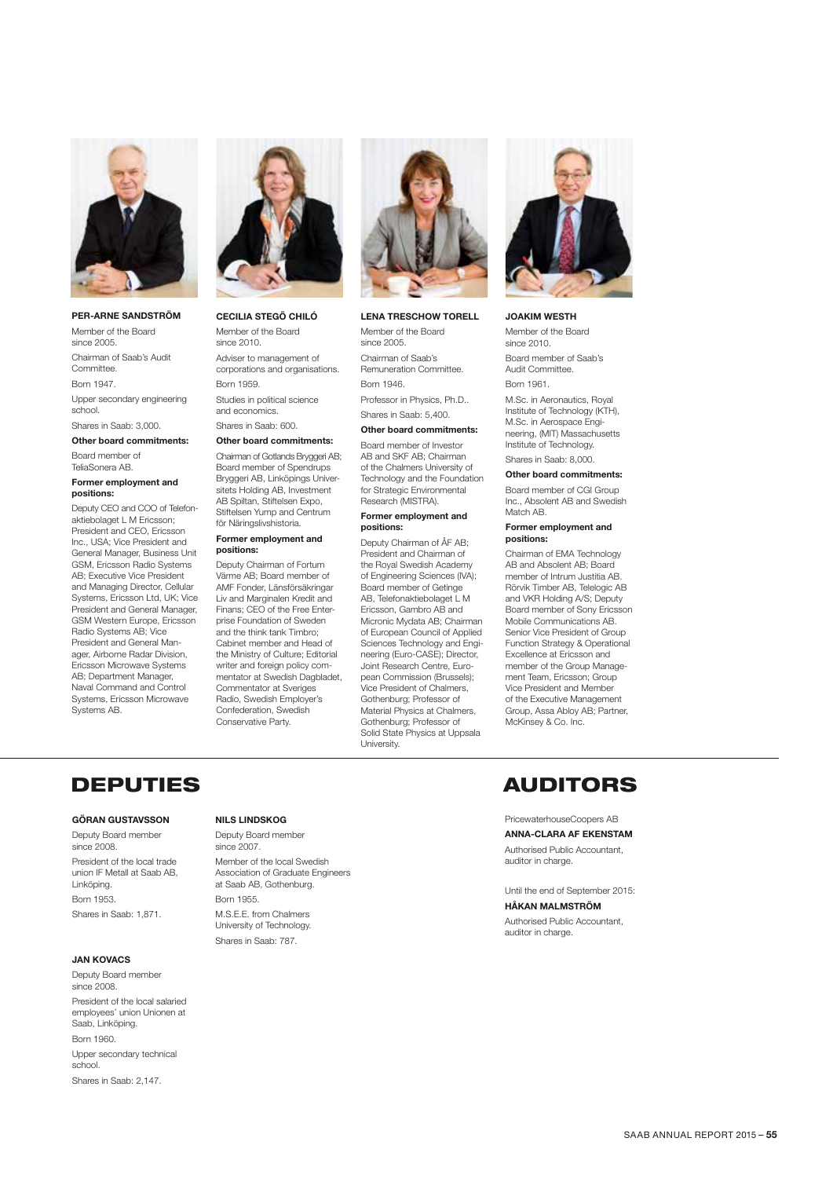**PER-ARNE SANDSTRÖM**

Member of the Board since 2005.

Chairman of Saab's Audit Committee.

Born 1947.

Upper secondary engineering school.

Shares in Saab: 3,000.

**Other board commitments:**

Board member of TeliaSonera AB.

**Former employment and positions:**

Deputy CEO and COO of Telefonaktiebolaget L M Ericsson; President and CEO, Ericsson Inc., USA; Vice President and General Manager, Business Unit GSM, Ericsson Radio Systems AB; Executive Vice President and Managing Director, Cellular Systems, Ericsson Ltd, UK; Vice President and General Manager, GSM Western Europe, Ericsson Radio Systems AB; Vice President and General Manager, Airborne Radar Division, Ericsson Microwave Systems AB; Department Manager, Naval Command and Control Systems, Ericsson Microwave Systems AB.

**CECILIA STEGÖ CHILÓ**

Member of the Board since 2010.

Adviser to management of corporations and organisations.

Born 1959.

Studies in political science and economics.

Shares in Saab: 600.

**Other board commitments:**

Chairman of Gotlands Bryggeri AB; Board member of Spendrups Bryggeri AB, Linköpings Universitets Holding AB, Investment AB Spiltan, Stiftelsen Expo, Stiftelsen Yump and Centrum för Näringslivshistoria.

**Former employment and positions:**

Deputy Chairman of Fortum Värme AB; Board member of AMF Fonder, Länsförsäkringar Liv and Marginalen Kredit and Finans; CEO of the Free Enterprise Foundation of Sweden and the think tank Timbro; Cabinet member and Head of the Ministry of Culture; Editorial writer and foreign policy commentator at Swedish Dagbladet, Commentator at Sveriges Radio, Swedish Employer's Confederation, Swedish Conservative Party.

**LENA TRESCHOW TORELL**

Member of the Board since 2005.

Chairman of Saab's Remuneration Committee.

Born 1946.

Professor in Physics, Ph.D..

Shares in Saab: 5,400.

**Other board commitments:**

Board member of Investor AB and SKF AB; Chairman of the Chalmers University of Technology and the Foundation for Strategic Environmental Research (MISTRA).

**Former employment and positions:**

Deputy Chairman of ÅF AB; President and Chairman of the Royal Swedish Academy of Engineering Sciences (IVA); Board member of Getinge AB, Telefonaktiebolaget L M Ericsson, Gambro AB and Micronic Mydata AB; Chairman of European Council of Applied Sciences Technology and Engineering (Euro-CASE); Director, Joint Research Centre, European Commission (Brussels); Vice President of Chalmers, Gothenburg; Professor of Material Physics at Chalmers, Gothenburg; Professor of Solid State Physics at Uppsala University.

**JOAKIM WESTH**

Member of the Board since 2010.

Board member of Saab's Audit Committee.

Born 1961.

M.Sc. in Aeronautics, Royal Institute of Technology (KTH), M.Sc. in Aerospace Engineering, (MIT) Massachusetts Institute of Technology.

Shares in Saab: 8,000.

**Other board commitments:**

Board member of CGI Group Inc., Absolent AB and Swedish Match AB.

**Former employment and positions:**

Chairman of EMA Technology AB and Absolent AB; Board member of Intrum Justitia AB. Rörvik Timber AB, Telelogic AB and VKR Holding A/S; Deputy Board member of Sony Ericsson Mobile Communications AB. Senior Vice President of Group Function Strategy & Operational Excellence at Ericsson and member of the Group Management Team, Ericsson; Group Vice President and Member of the Executive Management Group, Assa Abloy AB; Partner, McKinsey & Co. Inc.

# DEPUTIES

**GÖRAN GUSTAVSSON**

Deputy Board member since 2008.

President of the local trade union IF Metall at Saab AB, Linköping.

Born 1953.

Shares in Saab: 1,871.

**JAN KOVACS**

Deputy Board member since 2008.

President of the local salaried employees' union Unionen at Saab, Linköping.

Born 1960.

Upper secondary technical school.

Shares in Saab: 2,147.

**NILS LINDSKOG**

Deputy Board member since 2007.

Member of the local Swedish Association of Graduate Engineers at Saab AB, Gothenburg.

Born 1955.

M.S.E.E. from Chalmers University of Technology.

Shares in Saab: 787.

# AUDITORS

PricewaterhouseCoopers AB

**ANNA-CLARA AF EKENSTAM**

Authorised Public Accountant, auditor in charge.

Until the end of September 2015:

**HÅKAN MALMSTRÖM**

Authorised Public Accountant, auditor in charge.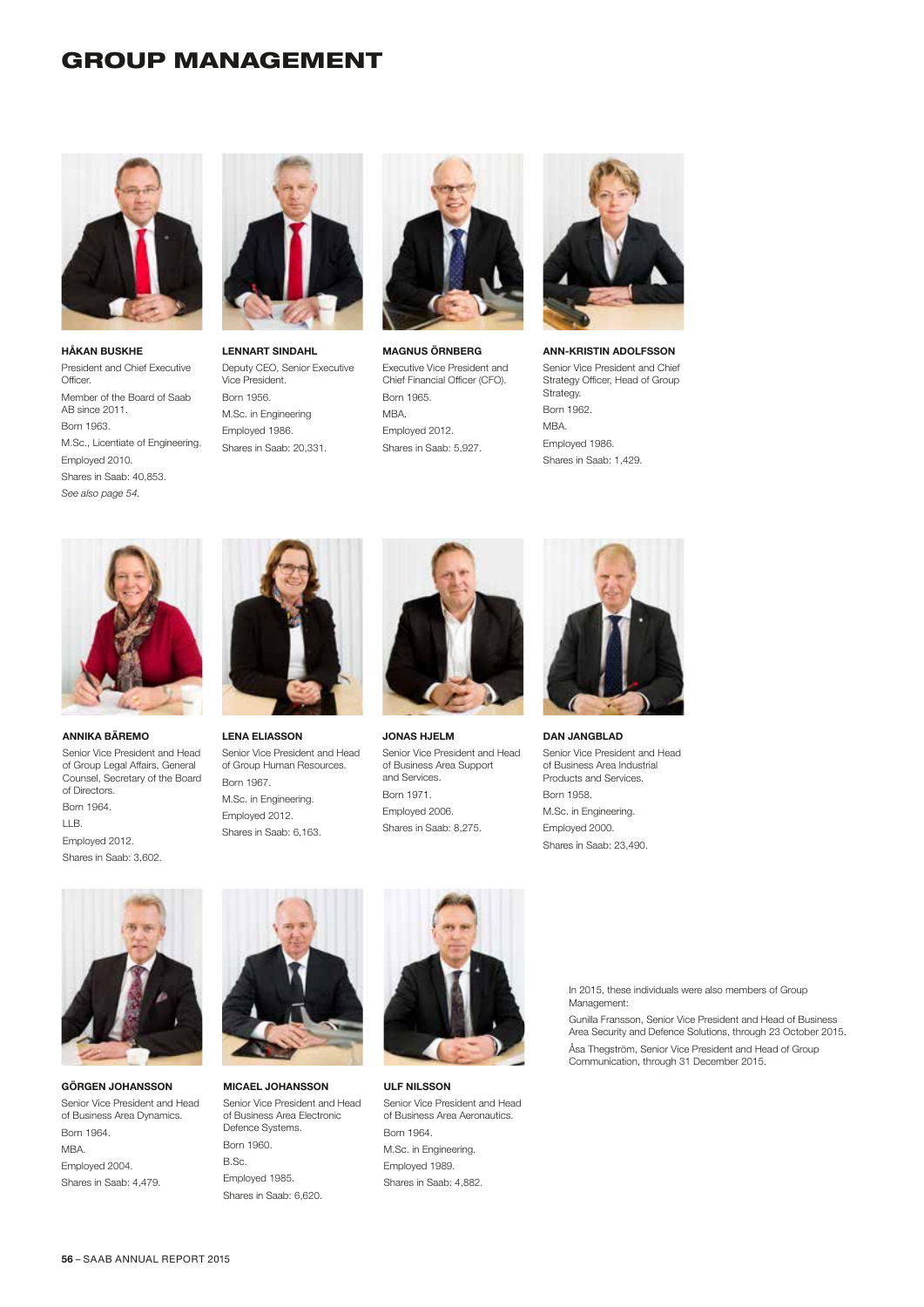# GROUP MANAGEMENT

**HÅKAN BUSKHE**

President and Chief Executive Officer.

Member of the Board of Saab AB since 2011.

Born 1963.

M.Sc., Licentiate of Engineering.

Employed 2010.

Shares in Saab: 40,853.

*See also page 54.*

**LENNART SINDAHL**

Deputy CEO, Senior Executive Vice President.

Born 1956.

M.Sc. in Engineering

Employed 1986.

Shares in Saab: 20,331.

**MAGNUS ÖRNBERG**

Executive Vice President and Chief Financial Officer (CFO).

Born 1965.

MBA.

Employed 2012.

Shares in Saab: 5,927.

**ANN-KRISTIN ADOLFSSON**

Senior Vice President and Chief Strategy Officer, Head of Group Strategy.

Born 1962.

MBA.

Employed 1986.

Shares in Saab: 1,429.

**ANNIKA BÄREMO**

Senior Vice President and Head of Group Legal Affairs, General Counsel, Secretary of the Board of Directors.

Born 1964.

LLB.

Employed 2012.

Shares in Saab: 3,602.

**LENA ELIASSON**

Senior Vice President and Head of Group Human Resources.

Born 1967.

M.Sc. in Engineering.

Employed 2012.

Shares in Saab: 6,163.

**JONAS HJELM**

Senior Vice President and Head of Business Area Support and Services.

Born 1971.

Employed 2006.

Shares in Saab: 8,275.

**DAN JANGBLAD**

Senior Vice President and Head of Business Area Industrial Products and Services.

Born 1958.

M.Sc. in Engineering.

Employed 2000.

Shares in Saab: 23,490.

**GÖRGEN JOHANSSON**

Senior Vice President and Head of Business Area Dynamics.

Born 1964.

MBA.

Employed 2004.

Shares in Saab: 4,479.

**MICAEL JOHANSSON**

Senior Vice President and Head of Business Area Electronic Defence Systems.

Born 1960.

B.Sc.

Employed 1985.

Shares in Saab: 6,620.

**ULF NILSSON**

Senior Vice President and Head of Business Area Aeronautics.

Born 1964.

M.Sc. in Engineering.

Employed 1989.

Shares in Saab: 4,882.

In 2015, these individuals were also members of Group Management:

Gunilla Fransson, Senior Vice President and Head of Business Area Security and Defence Solutions, through 23 October 2015.

Åsa Thegström, Senior Vice President and Head of Group Communication, through 31 December 2015.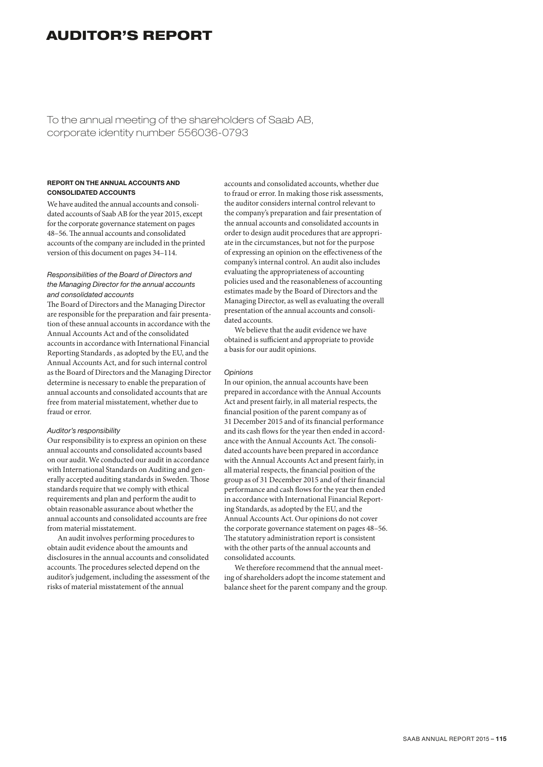# AUDITOR'S REPORT

To the annual meeting of the shareholders of Saab AB, corporate identity number 556036-0793

### REPORT ON THE ANNUAL ACCOUNTS AND CONSOLIDATED ACCOUNTS

We have audited the annual accounts and consolidated accounts of Saab AB for the year 2015, except for the corporate governance statement on pages 48–56. The annual accounts and consolidated accounts of the company are included in the printed version of this document on pages 34–114.

*Responsibilities of the Board of Directors and the Managing Director for the annual accounts and consolidated accounts*

The Board of Directors and the Managing Director are responsible for the preparation and fair presentation of these annual accounts in accordance with the Annual Accounts Act and of the consolidated accounts in accordance with International Financial Reporting Standards , as adopted by the EU, and the Annual Accounts Act, and for such internal control as the Board of Directors and the Managing Director determine is necessary to enable the preparation of annual accounts and consolidated accounts that are free from material misstatement, whether due to fraud or error.

*Auditor's responsibility*

Our responsibility is to express an opinion on these annual accounts and consolidated accounts based on our audit. We conducted our audit in accordance with International Standards on Auditing and generally accepted auditing standards in Sweden. Those standards require that we comply with ethical requirements and plan and perform the audit to obtain reasonable assurance about whether the annual accounts and consolidated accounts are free from material misstatement.

An audit involves performing procedures to obtain audit evidence about the amounts and disclosures in the annual accounts and consolidated accounts. The procedures selected depend on the auditor's judgement, including the assessment of the risks of material misstatement of the annual accounts and consolidated accounts, whether due to fraud or error. In making those risk assessments, the auditor considers internal control relevant to the company's preparation and fair presentation of the annual accounts and consolidated accounts in order to design audit procedures that are appropriate in the circumstances, but not for the purpose of expressing an opinion on the effectiveness of the company's internal control. An audit also includes evaluating the appropriateness of accounting policies used and the reasonableness of accounting estimates made by the Board of Directors and the Managing Director, as well as evaluating the overall presentation of the annual accounts and consolidated accounts.

We believe that the audit evidence we have obtained is sufficient and appropriate to provide a basis for our audit opinions.

*Opinions*

In our opinion, the annual accounts have been prepared in accordance with the Annual Accounts Act and present fairly, in all material respects, the financial position of the parent company as of 31 December 2015 and of its financial performance and its cash flows for the year then ended in accordance with the Annual Accounts Act. The consolidated accounts have been prepared in accordance with the Annual Accounts Act and present fairly, in all material respects, the financial position of the group as of 31 December 2015 and of their financial performance and cash flows for the year then ended in accordance with International Financial Reporting Standards, as adopted by the EU, and the Annual Accounts Act. Our opinions do not cover the corporate governance statement on pages 48–56. The statutory administration report is consistent with the other parts of the annual accounts and consolidated accounts.

We therefore recommend that the annual meeting of shareholders adopt the income statement and balance sheet for the parent company and the group.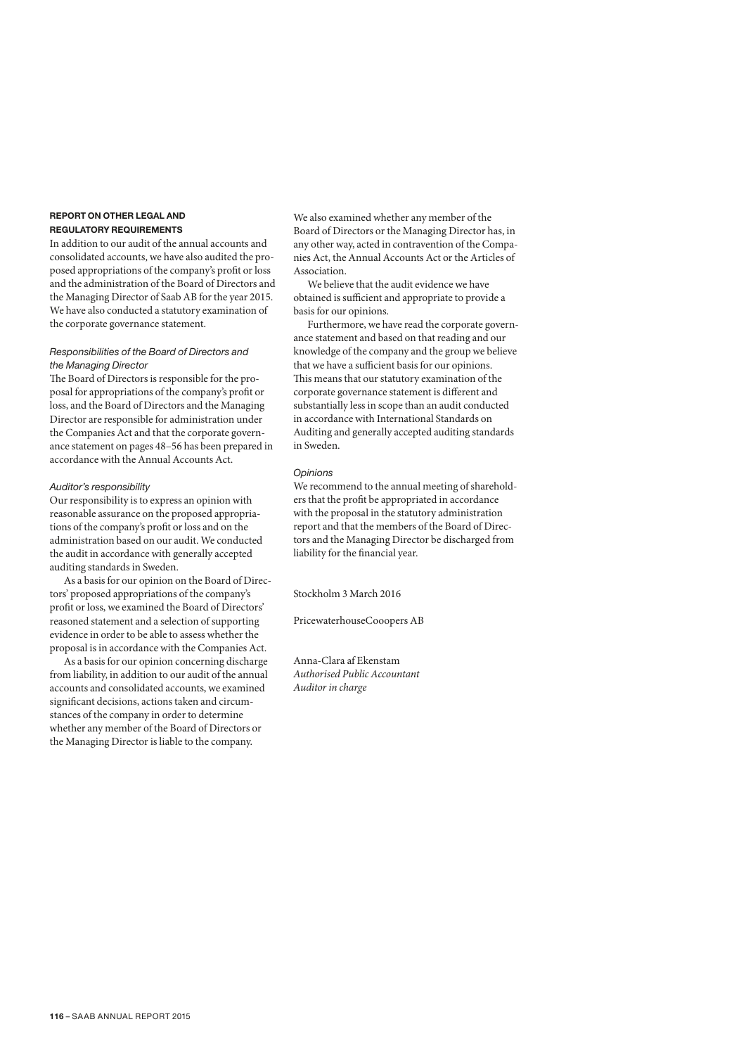## REPORT ON OTHER LEGAL AND REGULATORY REQUIREMENTS

In addition to our audit of the annual accounts and consolidated accounts, we have also audited the proposed appropriations of the company's profit or loss and the administration of the Board of Directors and the Managing Director of Saab AB for the year 2015. We have also conducted a statutory examination of the corporate governance statement.

### *Responsibilities of the Board of Directors and the Managing Director*

The Board of Directors is responsible for the proposal for appropriations of the company's profit or loss, and the Board of Directors and the Managing Director are responsible for administration under the Companies Act and that the corporate governance statement on pages 48–56 has been prepared in accordance with the Annual Accounts Act.

### *Auditor's responsibility*

Our responsibility is to express an opinion with reasonable assurance on the proposed appropriations of the company's profit or loss and on the administration based on our audit. We conducted the audit in accordance with generally accepted auditing standards in Sweden.

As a basis for our opinion on the Board of Directors' proposed appropriations of the company's profit or loss, we examined the Board of Directors' reasoned statement and a selection of supporting evidence in order to be able to assess whether the proposal is in accordance with the Companies Act.

As a basis for our opinion concerning discharge from liability, in addition to our audit of the annual accounts and consolidated accounts, we examined significant decisions, actions taken and circumstances of the company in order to determine whether any member of the Board of Directors or the Managing Director is liable to the company. We also examined whether any member of the Board of Directors or the Managing Director has, in any other way, acted in contravention of the Companies Act, the Annual Accounts Act or the Articles of Association.

We believe that the audit evidence we have obtained is sufficient and appropriate to provide a basis for our opinions.

Furthermore, we have read the corporate governance statement and based on that reading and our knowledge of the company and the group we believe that we have a sufficient basis for our opinions. This means that our statutory examination of the corporate governance statement is different and substantially less in scope than an audit conducted in accordance with International Standards on Auditing and generally accepted auditing standards in Sweden.

### *Opinions*

We recommend to the annual meeting of shareholders that the profit be appropriated in accordance with the proposal in the statutory administration report and that the members of the Board of Directors and the Managing Director be discharged from liability for the financial year.

Stockholm 3 March 2016

PricewaterhouseCooopers AB

Anna-Clara af Ekenstam
*Authorised Public Accountant*
*Auditor in charge*